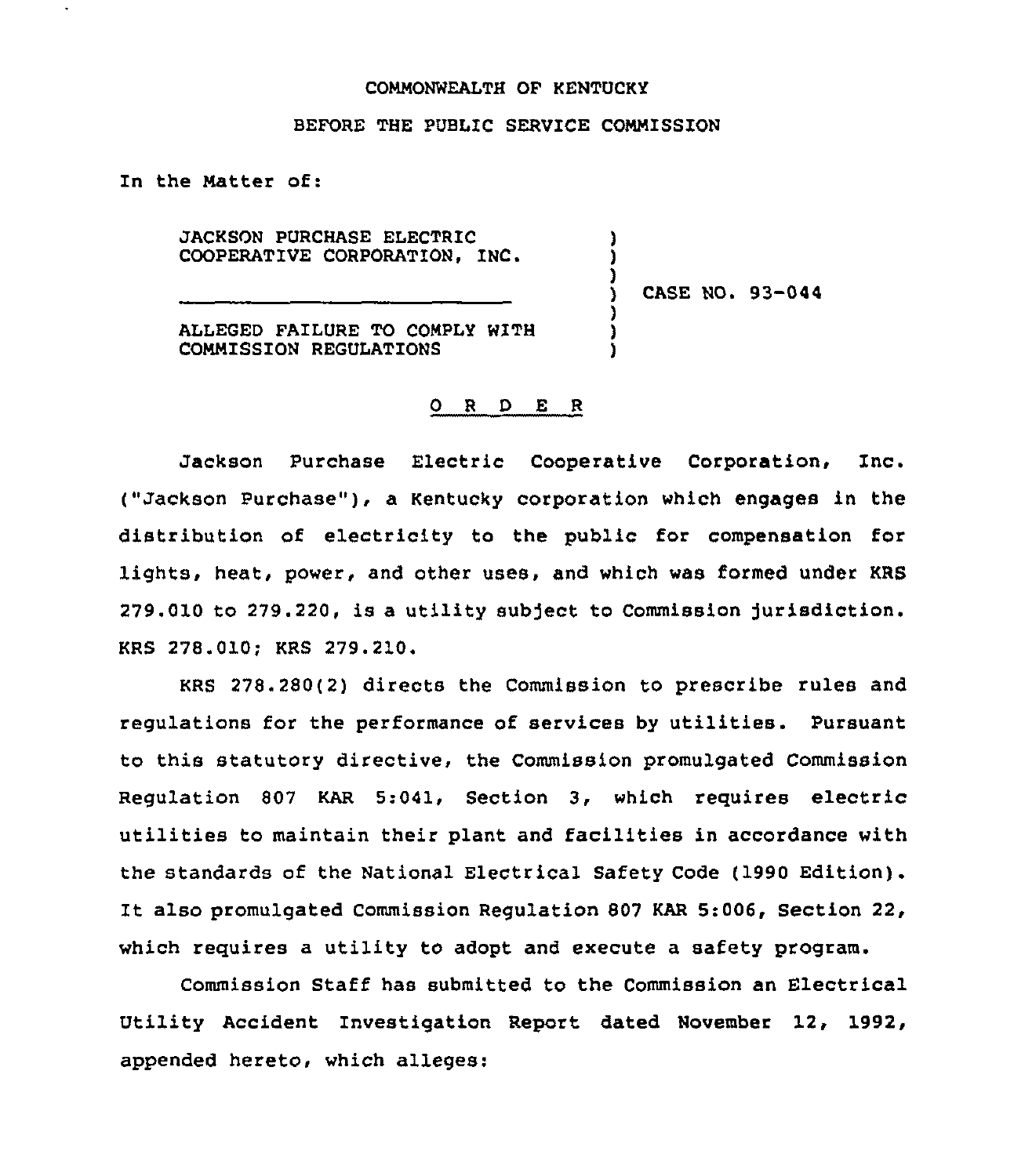COMMONWEALTH OF KENTUCKY

BEFORE THE PUBLIC SERVICE COMMISSION

In the Matter of:

| | | |
|---|---|---|
| JACKSON PURCHASE ELECTRIC COOPERATIVE CORPORATION, INC. | ) | |
| | ) | CASE NO. 93-044 |
| ALLEGED FAILURE TO COMPLY WITH COMMISSION REGULATIONS | ) | |

## O R D E R

Jackson Purchase Electric Cooperative Corporation, Inc. ("Jackson Purchase"), a Kentucky corporation which engages in the distribution of electricity to the public for compensation for lights, heat, power, and other uses, and which was formed under KRS 279.010 to 279.220, is a utility subject to Commission jurisdiction. KRS 278.010; KRS 279.210.

KRS 278.280(2) directs the Commission to prescribe rules and regulations for the performance of services by utilities. Pursuant to this statutory directive, the Commission promulgated Commission Regulation 807 KAR 5:041, Section 3, which requires electric utilities to maintain their plant and facilities in accordance with the standards of the National Electrical Safety Code (1990 Edition). It also promulgated Commission Regulation 807 KAR 5:006, Section 22, which requires a utility to adopt and execute a safety program.

Commission Staff has submitted to the Commission an Electrical Utility Accident Investigation Report dated November 12, 1992, appended hereto, which alleges: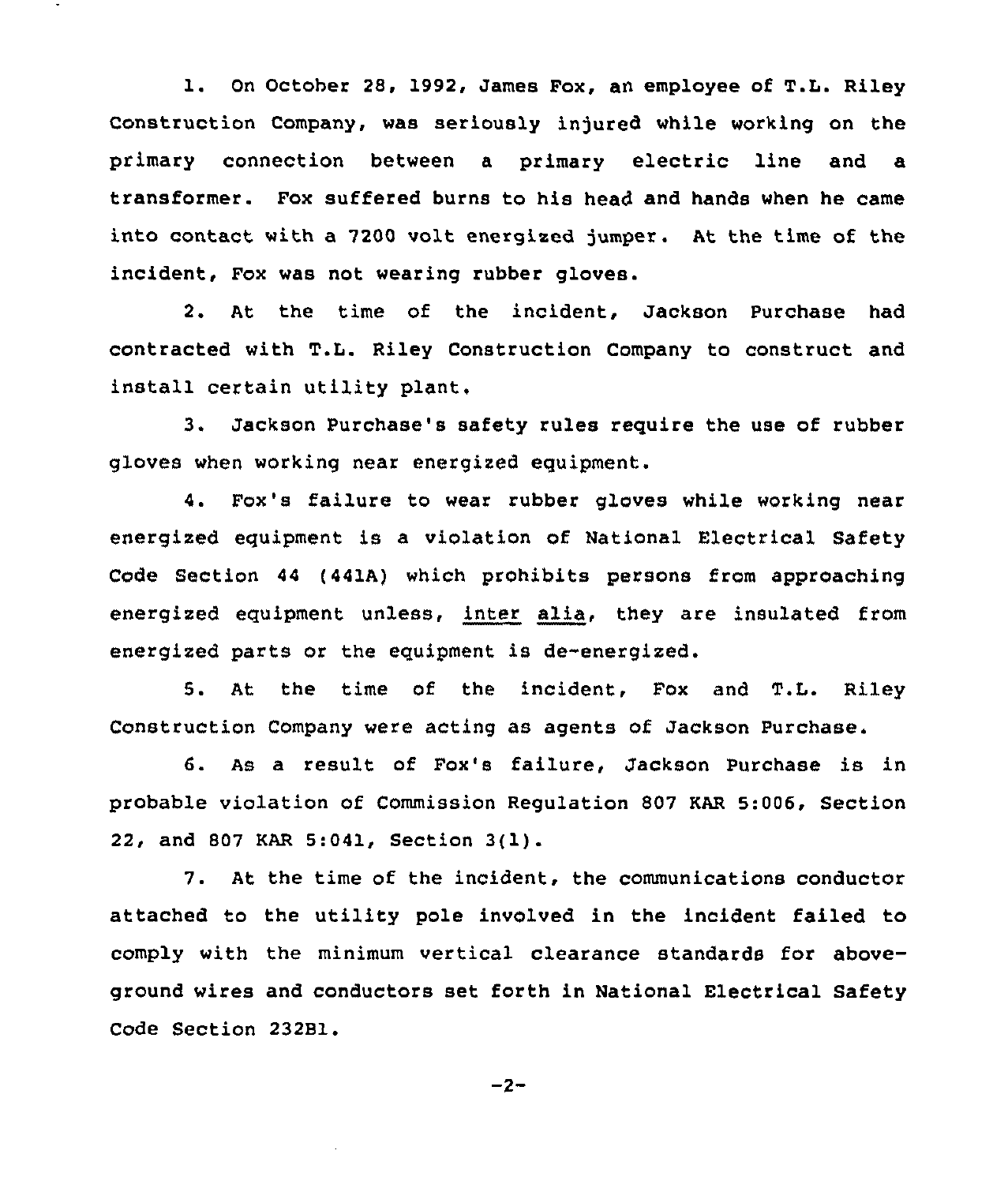1. On October 28, 1992, James Fox, an employee of T.L. Riley Construction Company, was seriously injured while working on the primary connection between a primary electric line and a transformer. Fox suffered burns to his head and hands when he came into contact with a 7200 volt energized jumper. At the time of the incident, Fox was not wearing rubber gloves.

2. At the time of the incident, Jackson Purchase had contracted with T.L. Riley Construction Company to construct and install certain utility plant.

3. Jackson Purchase's safety rules require the use of rubber gloves when working near energized equipment.

4. Fox's failure to wear rubber gloves while working near energized equipment is a violation of National Electrical Safety Code Section 44 (441A) which prohibits persons from approaching energized equipment unless, inter alia, they are insulated from energized parts or the equipment is de-energized.

5. At the time of the incident, Fox and T.L. Riley Construction Company were acting as agents of Jackson Purchase.

6. As a result of Fox's failure, Jackson Purchase is in probable violation of Commission Regulation 807 KAR 5:006, Section 22, and 807 KAR 5:041, Section 3(1).

7. At the time of the incident, the communications conductor attached to the utility pole involved in the incident failed to comply with the minimum vertical clearance standards for above-ground wires and conductors set forth in National Electrical Safety Code Section 232B1.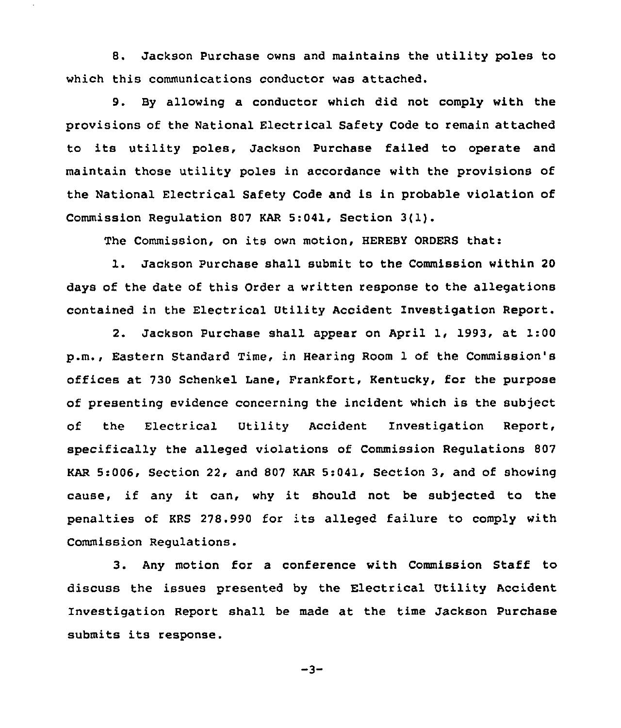8. Jackson Purchase owns and maintains the utility poles to which this communications conductor was attached.

9. By allowing a conductor which did not comply with the provisions of the National Electrical Safety Code to remain attached to its utility poles, Jackson Purchase failed to operate and maintain those utility poles in accordance with the provisions of the National Electrical Safety Code and is in probable violation of Commission Regulation 807 KAR 5:041, Section 3(1).

The Commission, on its own motion, HEREBY ORDERS that:

1. Jackson Purchase shall submit to the Commission within 20 days of the date of this Order a written response to the allegations contained in the Electrical Utility Accident Investigation Report.

2. Jackson Purchase shall appear on April 1, 1993, at 1:00 p.m., Eastern Standard Time, in Hearing Room 1 of the Commission's offices at 730 Schenkel Lane, Frankfort, Kentucky, for the purpose of presenting evidence concerning the incident which is the subject of the Electrical Utility Accident Investigation Report, specifically the alleged violations of Commission Regulations 807 KAR 5:006, Section 22, and 807 KAR 5:041, Section 3, and of showing cause, if any it can, why it should not be subjected to the penalties of KRS 278.990 for its alleged failure to comply with Commission Regulations.

3. Any motion for a conference with Commission Staff to discuss the issues presented by the Electrical Utility Accident Investigation Report shall be made at the time Jackson Purchase submits its response.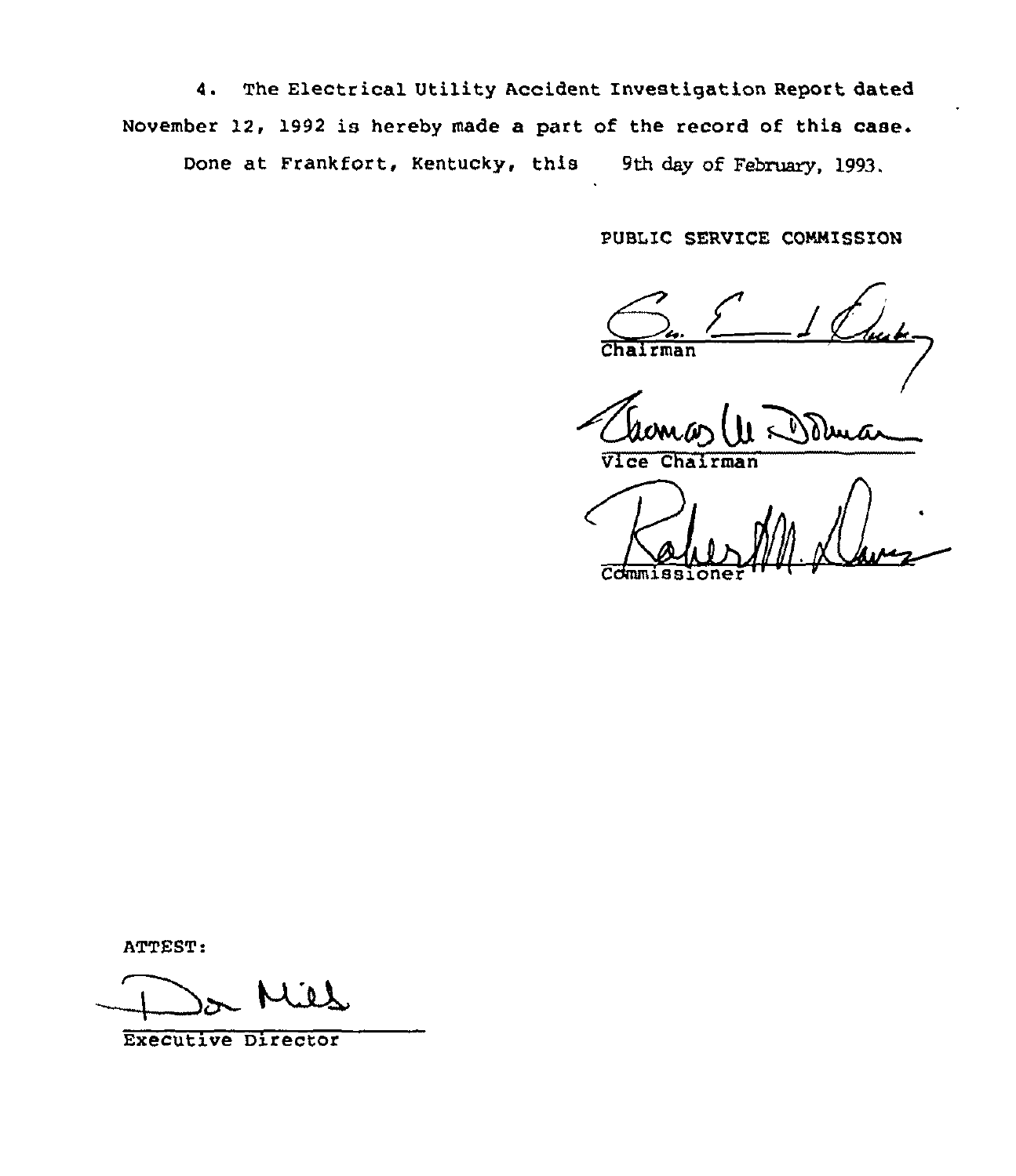4. The Electrical Utility Accident Investigation Report dated November 12, 1992 is hereby made a part of the record of this case.

Done at Frankfort, Kentucky, this 9th day of February, 1993.

PUBLIC SERVICE COMMISSION

Chairman

Vice Chairman

Commissioner

ATTEST:

Executive Director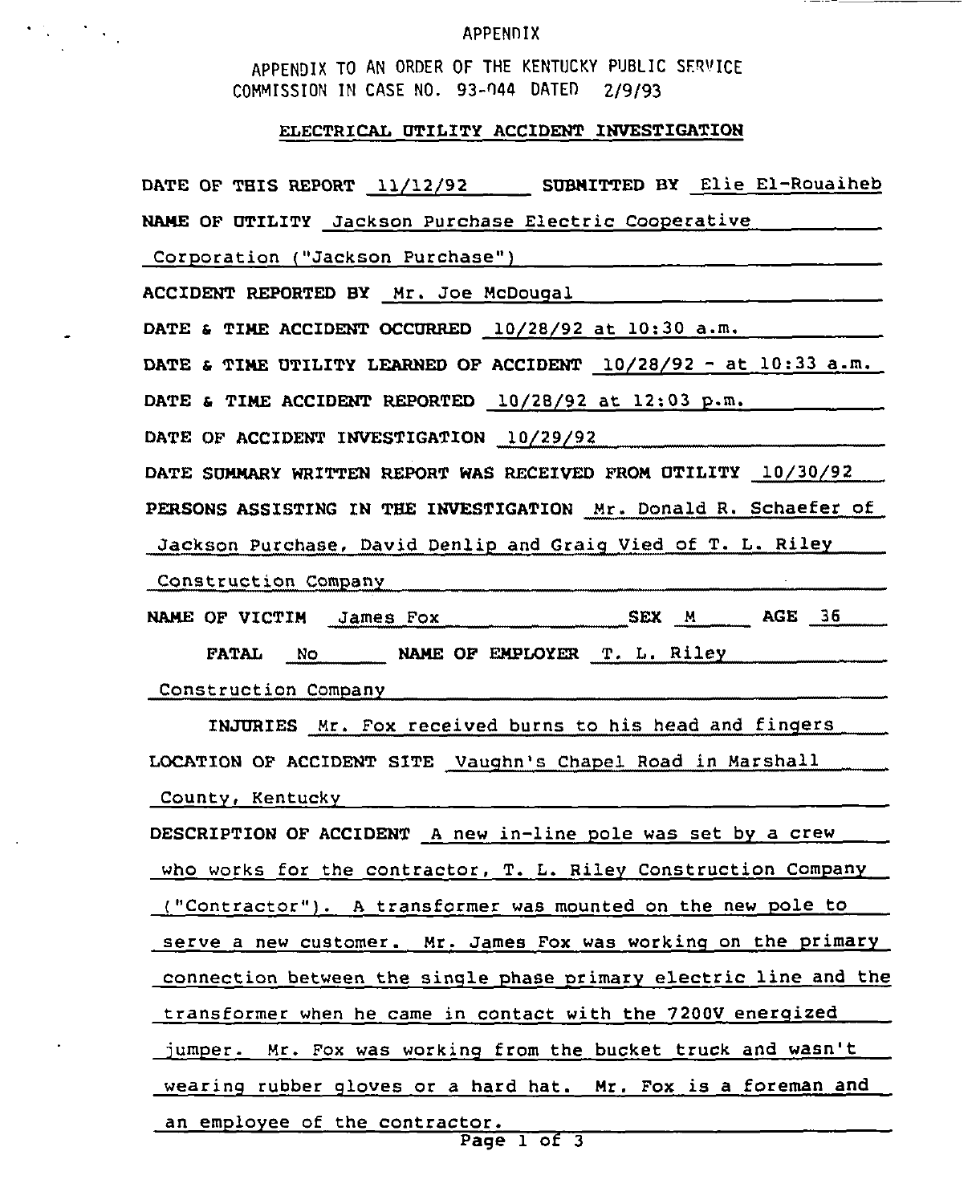APPENDIX

APPENDIX TO AN ORDER OF THE KENTUCKY PUBLIC SERVICE COMMISSION IN CASE NO. 93-044 DATED 2/9/93

## ELECTRICAL UTILITY ACCIDENT INVESTIGATION

**DATE OF THIS REPORT** 11/12/92 **SUBMITTED BY** Elie El-Rouaiheb

**NAME OF UTILITY** Jackson Purchase Electric Cooperative Corporation ("Jackson Purchase")

**ACCIDENT REPORTED BY** Mr. Joe McDougal

**DATE & TIME ACCIDENT OCCURRED** 10/28/92 at 10:30 a.m.

**DATE & TIME UTILITY LEARNED OF ACCIDENT** 10/28/92 - at 10:33 a.m.

**DATE & TIME ACCIDENT REPORTED** 10/28/92 at 12:03 p.m.

**DATE OF ACCIDENT INVESTIGATION** 10/29/92

**DATE SUMMARY WRITTEN REPORT WAS RECEIVED FROM UTILITY** 10/30/92

**PERSONS ASSISTING IN THE INVESTIGATION** Mr. Donald R. Schaefer of Jackson Purchase, David Denlip and Graig Vied of T. L. Riley Construction Company

**NAME OF VICTIM** James Fox **SEX** M **AGE** 36

**FATAL** No **NAME OF EMPLOYER** T. L. Riley Construction Company

**INJURIES** Mr. Fox received burns to his head and fingers

**LOCATION OF ACCIDENT SITE** Vaughn's Chapel Road in Marshall County, Kentucky

**DESCRIPTION OF ACCIDENT** A new in-line pole was set by a crew who works for the contractor, T. L. Riley Construction Company ("Contractor"). A transformer was mounted on the new pole to serve a new customer. Mr. James Fox was working on the primary connection between the single phase primary electric line and the transformer when he came in contact with the 7200V energized jumper. Mr. Fox was working from the bucket truck and wasn't wearing rubber gloves or a hard hat. Mr. Fox is a foreman and an employee of the contractor.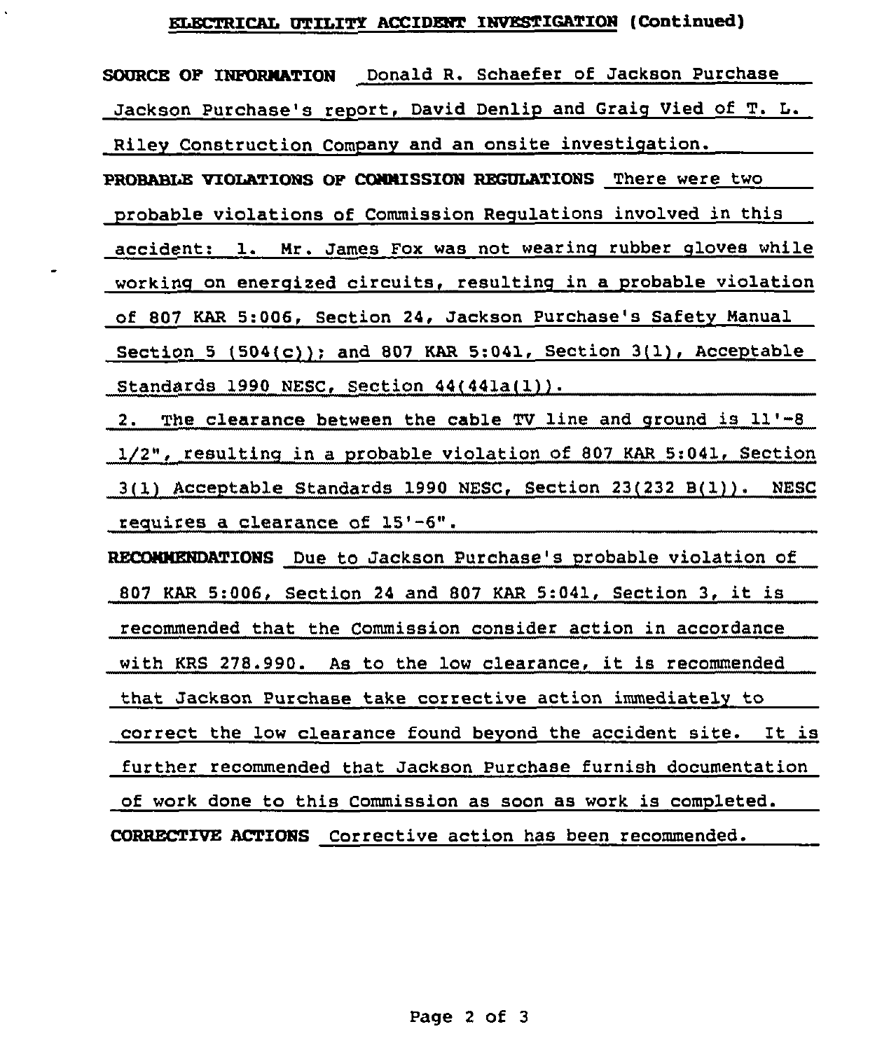## ELECTRICAL UTILITY ACCIDENT INVESTIGATION (Continued)

**SOURCE OF INFORMATION** Donald R. Schaefer of Jackson Purchase Jackson Purchase's report, David Denlip and Graig Vied of T. L. Riley Construction Company and an onsite investigation.

**PROBABLE VIOLATIONS OF COMMISSION REGULATIONS** There were two probable violations of Commission Regulations involved in this accident: 1. Mr. James Fox was not wearing rubber gloves while working on energized circuits, resulting in a probable violation of 807 KAR 5:006, Section 24, Jackson Purchase's Safety Manual Section 5 (504(c)); and 807 KAR 5:041, Section 3(1), Acceptable Standards 1990 NESC, Section 44(441a(1)).

2. The clearance between the cable TV line and ground is 11'-8 1/2", resulting in a probable violation of 807 KAR 5:041, Section 3(1) Acceptable Standards 1990 NESC, Section 23(232 B(1)). NESC requires a clearance of 15'-6".

**RECOMMENDATIONS** Due to Jackson Purchase's probable violation of 807 KAR 5:006, Section 24 and 807 KAR 5:041, Section 3, it is recommended that the Commission consider action in accordance with KRS 278.990. As to the low clearance, it is recommended that Jackson Purchase take corrective action immediately to correct the low clearance found beyond the accident site. It is further recommended that Jackson Purchase furnish documentation of work done to this Commission as soon as work is completed.

**CORRECTIVE ACTIONS** Corrective action has been recommended.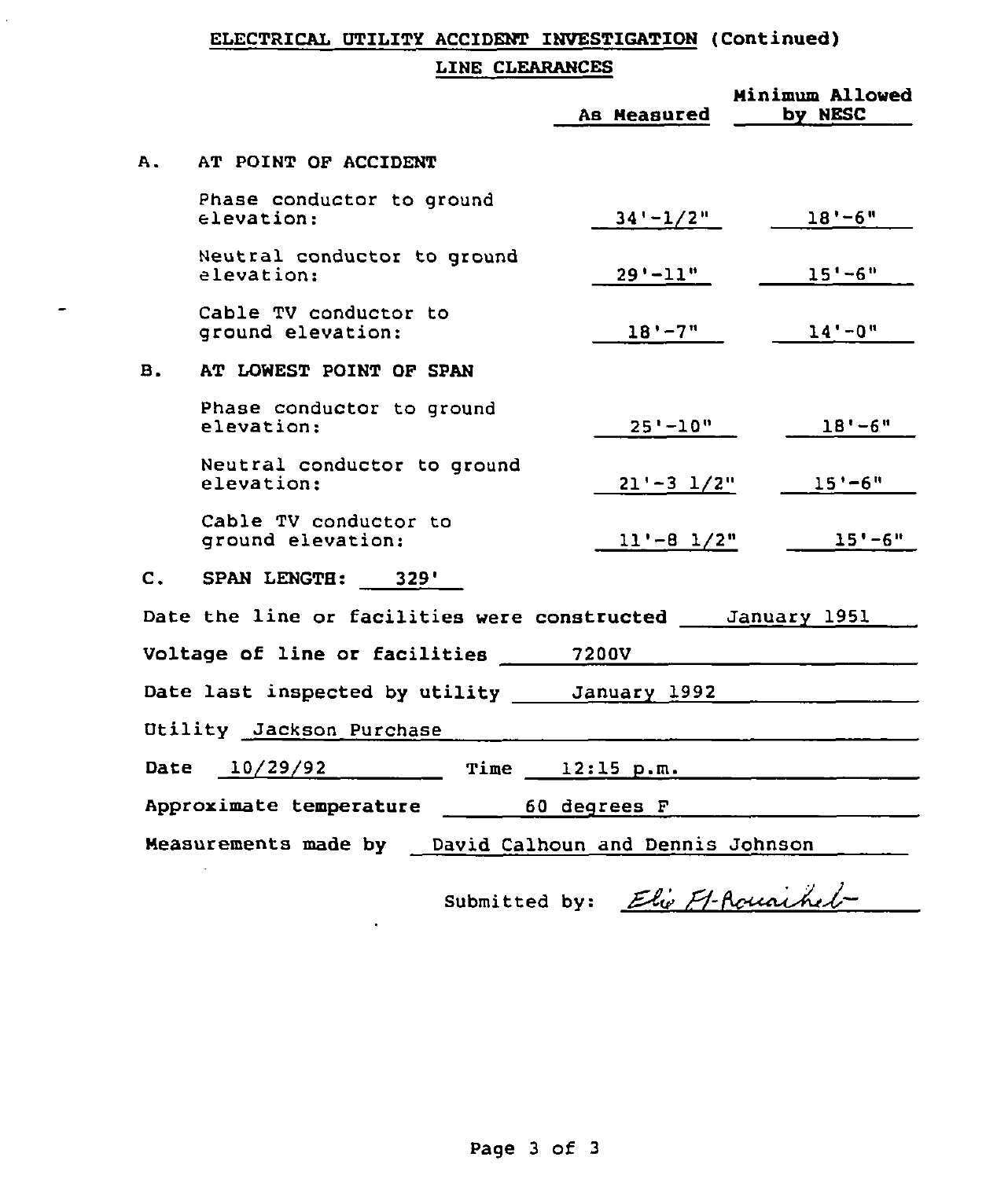## ELECTRICAL UTILITY ACCIDENT INVESTIGATION (Continued)

### LINE CLEARANCES

| | | As Measured | Minimum Allowed by NESC |
|---|---|---|---|
| **A.** | **AT POINT OF ACCIDENT** | | |
| | Phase conductor to ground elevation: | 34'-1/2" | 18'-6" |
| | Neutral conductor to ground elevation: | 29'-11" | 15'-6" |
| | Cable TV conductor to ground elevation: | 18'-7" | 14'-0" |
| **B.** | **AT LOWEST POINT OF SPAN** | | |
| | Phase conductor to ground elevation: | 25'-10" | 18'-6" |
| | Neutral conductor to ground elevation: | 21'-3 1/2" | 15'-6" |
| | Cable TV conductor to ground elevation: | 11'-8 1/2" | 15'-6" |

**C. SPAN LENGTH:** 329'

Date the line or facilities were constructed: January 1951

Voltage of line or facilities: 7200V

Date last inspected by utility: January 1992

Utility: Jackson Purchase

Date: 10/29/92 Time: 12:15 p.m.

Approximate temperature: 60 degrees F

Measurements made by: David Calhoun and Dennis Johnson

Submitted by: Elie El-Rouaiheb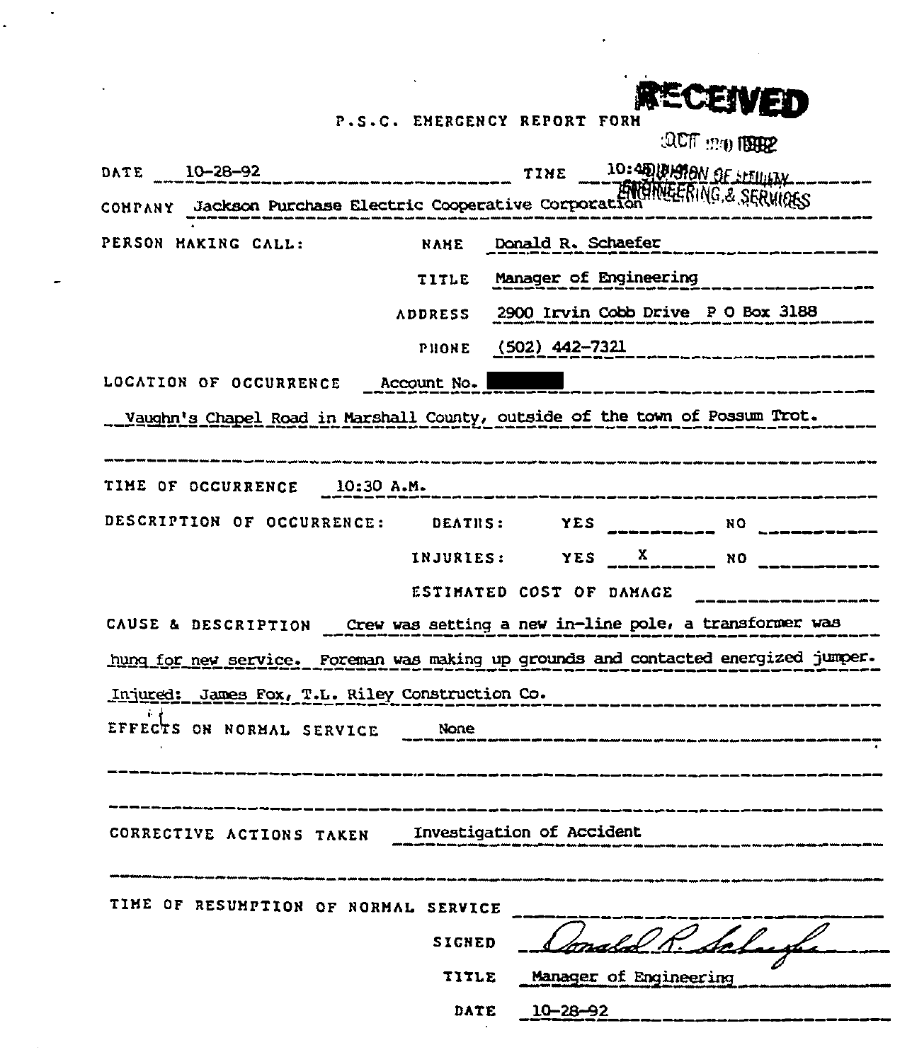**RECEIVED**

OCT 29 1992

DIVISION OF UTILITY ENGINEERING & SERVICES

# P.S.C. EMERGENCY REPORT FORM

DATE 10-28-92 TIME 10:40

COMPANY Jackson Purchase Electric Cooperative Corporation

PERSON MAKING CALL:

NAME Donald R. Schaefer

TITLE Manager of Engineering

ADDRESS 2900 Irvin Cobb Drive P O Box 3188

PHONE (502) 442-7321

LOCATION OF OCCURRENCE Account No. ██████

Vaughn's Chapel Road in Marshall County, outside of the town of Possum Trot.

TIME OF OCCURRENCE 10:30 A.M.

DESCRIPTION OF OCCURRENCE: DEATHS: YES ______ NO ______

INJURIES: YES X NO ______

ESTIMATED COST OF DAMAGE ______

CAUSE & DESCRIPTION Crew was setting a new in-line pole, a transformer was hung for new service. Foreman was making up grounds and contacted energized jumper. Injured: James Fox, T.L. Riley Construction Co.

EFFECTS ON NORMAL SERVICE None

CORRECTIVE ACTIONS TAKEN Investigation of Accident

TIME OF RESUMPTION OF NORMAL SERVICE ______

SIGNED Donald R. Schaefer

TITLE Manager of Engineering

DATE 10-28-92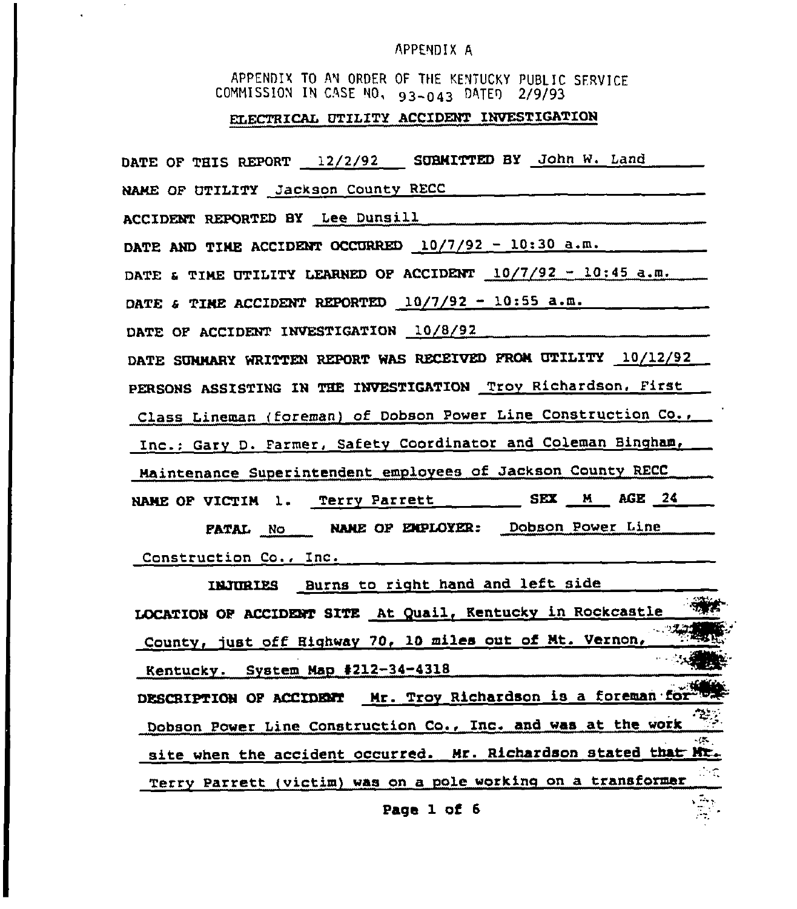APPENDIX A

APPENDIX TO AN ORDER OF THE KENTUCKY PUBLIC SERVICE COMMISSION IN CASE NO. 93-043 DATED 2/9/93

**ELECTRICAL UTILITY ACCIDENT INVESTIGATION**

DATE OF THIS REPORT 12/2/92 SUBMITTED BY John W. Land

NAME OF UTILITY Jackson County RECC

ACCIDENT REPORTED BY Lee Dunsill

DATE AND TIME ACCIDENT OCCURRED 10/7/92 - 10:30 a.m.

DATE & TIME UTILITY LEARNED OF ACCIDENT 10/7/92 - 10:45 a.m.

DATE & TIME ACCIDENT REPORTED 10/7/92 - 10:55 a.m.

DATE OF ACCIDENT INVESTIGATION 10/8/92

DATE SUMMARY WRITTEN REPORT WAS RECEIVED FROM UTILITY 10/12/92

PERSONS ASSISTING IN THE INVESTIGATION Troy Richardson, First Class Lineman (foreman) of Dobson Power Line Construction Co., Inc.; Gary D. Farmer, Safety Coordinator and Coleman Bingham, Maintenance Superintendent employees of Jackson County RECC

NAME OF VICTIM 1. Terry Parrett SEX M AGE 24

FATAL No NAME OF EMPLOYER: Dobson Power Line Construction Co., Inc.

INJURIES Burns to right hand and left side

LOCATION OF ACCIDENT SITE At Quail, Kentucky in Rockcastle County, just off Highway 70, 10 miles out of Mt. Vernon, Kentucky. System Map #212-34-4318

DESCRIPTION OF ACCIDENT Mr. Troy Richardson is a foreman for Dobson Power Line Construction Co., Inc. and was at the work site when the accident occurred. Mr. Richardson stated that Mr. Terry Parrett (victim) was on a pole working on a transformer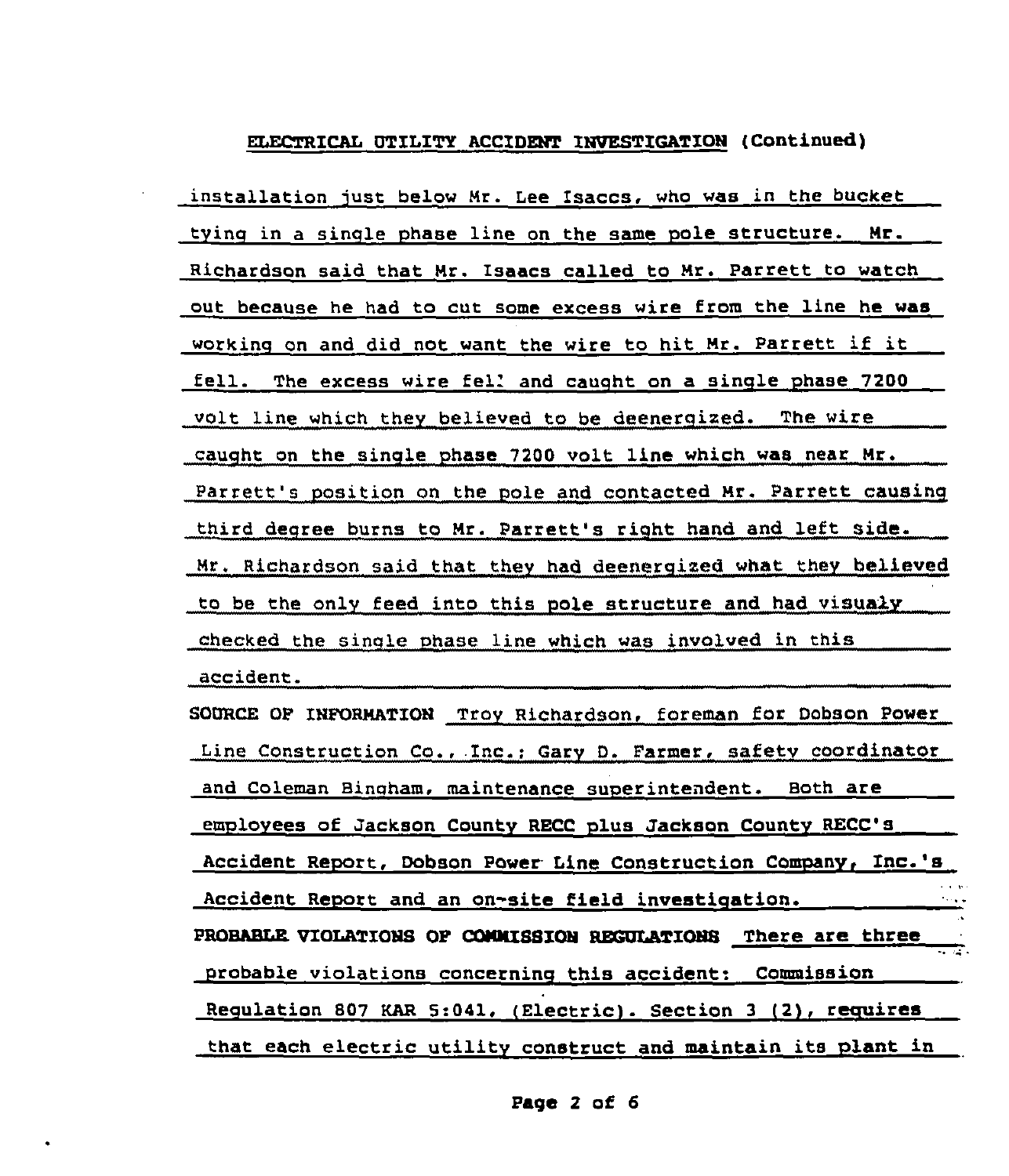**ELECTRICAL UTILITY ACCIDENT INVESTIGATION (Continued)**

installation just below Mr. Lee Isaccs, who was in the bucket tying in a single phase line on the same pole structure. Mr. Richardson said that Mr. Isaacs called to Mr. Parrett to watch out because he had to cut some excess wire from the line he was working on and did not want the wire to hit Mr. Parrett if it fell. The excess wire fell and caught on a single phase 7200 volt line which they believed to be deenergized. The wire caught on the single phase 7200 volt line which was near Mr. Parrett's position on the pole and contacted Mr. Parrett causing third degree burns to Mr. Parrett's right hand and left side. Mr. Richardson said that they had deenergized what they believed to be the only feed into this pole structure and had visualy checked the single phase line which was involved in this accident.

**SOURCE OF INFORMATION** Troy Richardson, foreman for Dobson Power Line Construction Co., Inc.; Gary D. Farmer, safety coordinator and Coleman Bingham, maintenance superintendent. Both are employees of Jackson County RECC plus Jackson County RECC's Accident Report, Dobson Power Line Construction Company, Inc.'s Accident Report and an on-site field investigation.

**PROBABLE VIOLATIONS OF COMMISSION REGULATIONS** There are three probable violations concerning this accident: Commission Regulation 807 KAR 5:041, (Electric). Section 3 (2), requires that each electric utility construct and maintain its plant in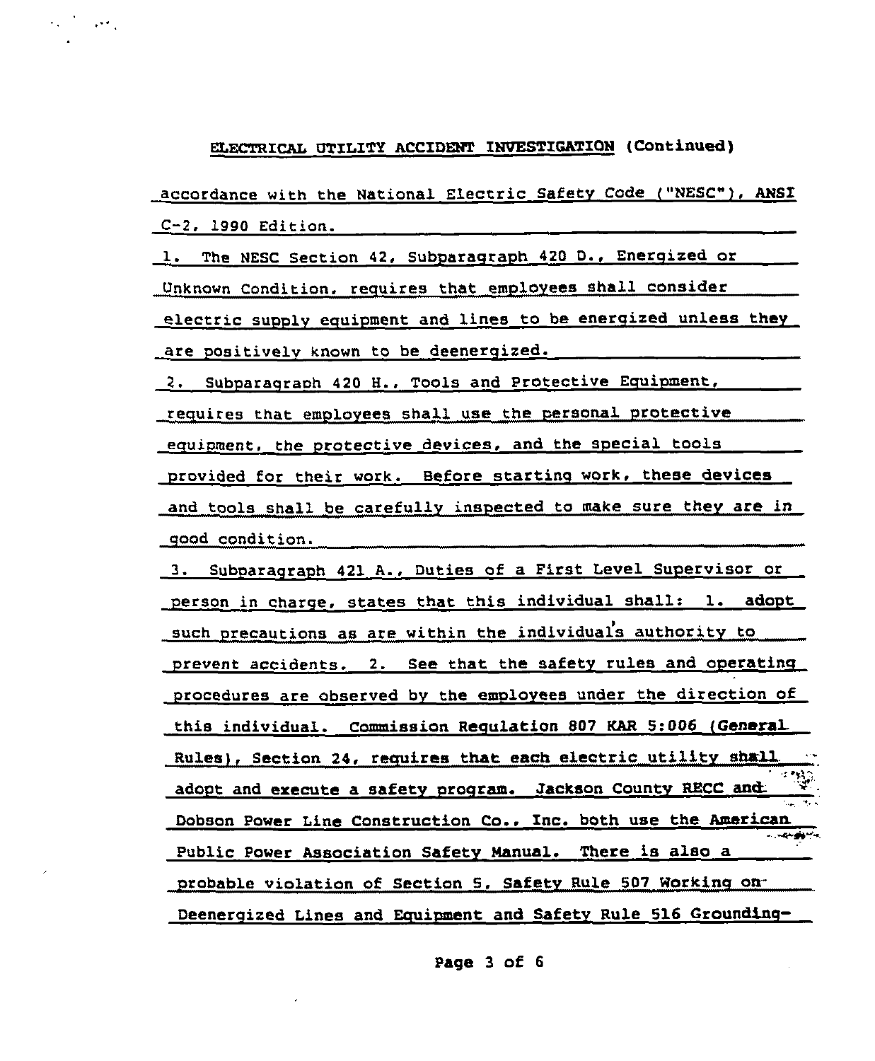ELECTRICAL UTILITY ACCIDENT INVESTIGATION (Continued)

accordance with the National Electric Safety Code ("NESC"), ANSI C-2, 1990 Edition.

1. The NESC Section 42, Subparagraph 420 D., Energized or Unknown Condition, requires that employees shall consider electric supply equipment and lines to be energized unless they are positively known to be deenergized.

2. Subparagraph 420 H., Tools and Protective Equipment, requires that employees shall use the personal protective equipment, the protective devices, and the special tools provided for their work. Before starting work, these devices and tools shall be carefully inspected to make sure they are in good condition.

3. Subparagraph 421 A., Duties of a First Level Supervisor or person in charge, states that this individual shall: 1. adopt such precautions as are within the individual's authority to prevent accidents. 2. See that the safety rules and operating procedures are observed by the employees under the direction of this individual. Commission Regulation 807 KAR 5:006 (General Rules), Section 24, requires that each electric utility shall adopt and execute a safety program. Jackson County RECC and Dobson Power Line Construction Co., Inc. both use the American Public Power Association Safety Manual. There is also a probable violation of Section 5, Safety Rule 507 Working on Deenergized Lines and Equipment and Safety Rule 516 Grounding-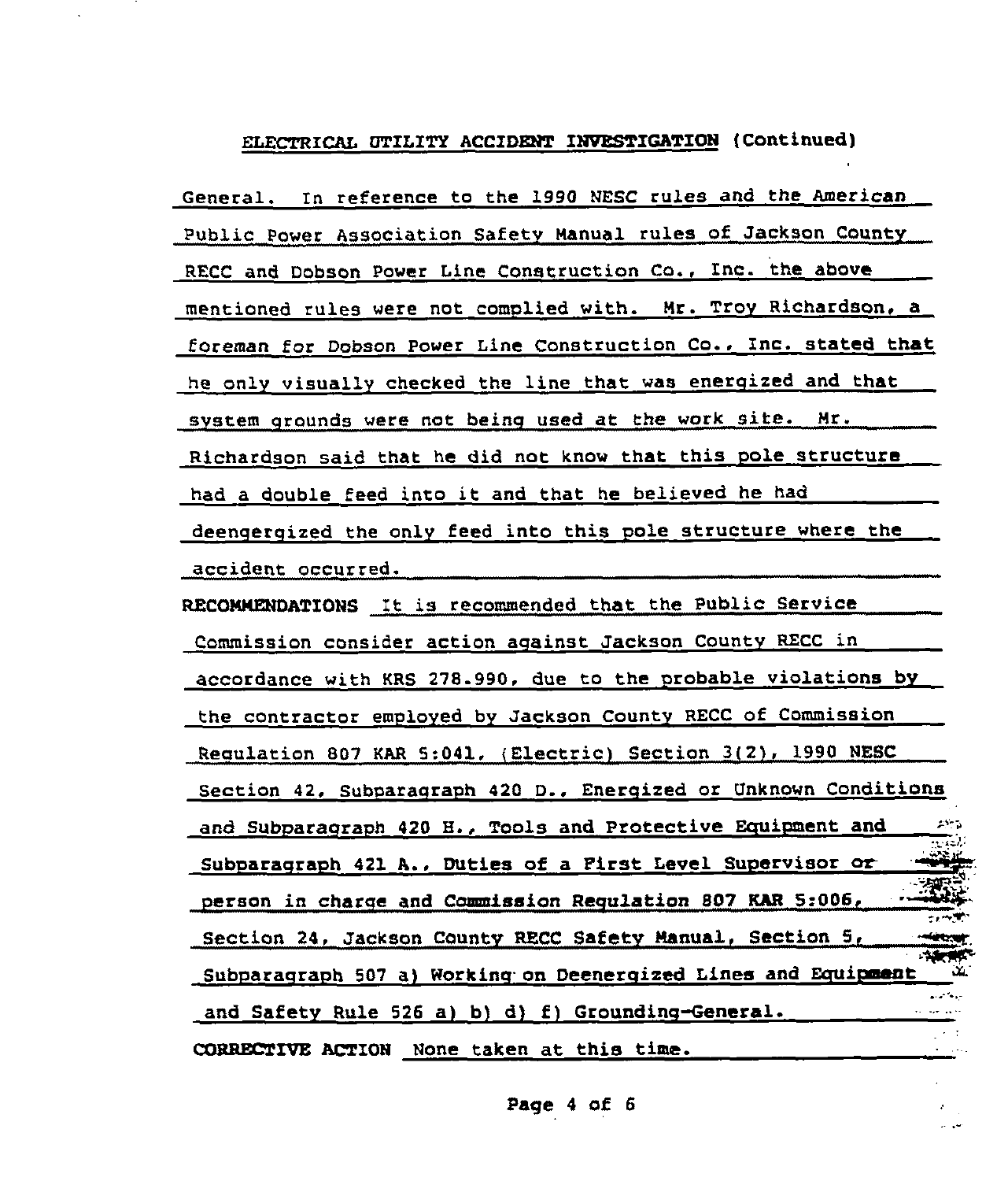**ELECTRICAL UTILITY ACCIDENT INVESTIGATION** (Continued)

General. In reference to the 1990 NESC rules and the American Public Power Association Safety Manual rules of Jackson County RECC and Dobson Power Line Construction Co., Inc. the above mentioned rules were not complied with. Mr. Troy Richardson, a foreman for Dobson Power Line Construction Co., Inc. stated that he only visually checked the line that was energized and that system grounds were not being used at the work site. Mr. Richardson said that he did not know that this pole structure had a double feed into it and that he believed he had deengergized the only feed into this pole structure where the accident occurred.

**RECOMMENDATIONS** It is recommended that the Public Service Commission consider action against Jackson County RECC in accordance with KRS 278.990, due to the probable violations by the contractor employed by Jackson County RECC of Commission Regulation 807 KAR 5:041, (Electric) Section 3(2), 1990 NESC Section 42, Subparagraph 420 D., Energized or Unknown Conditions and Subparagraph 420 H., Tools and Protective Equipment and Subparagraph 421 A., Duties of a First Level Supervisor or person in charge and Commission Regulation 807 KAR 5:006, Section 24, Jackson County RECC Safety Manual, Section 5, Subparagraph 507 a) Working on Deenergized Lines and Equipment and Safety Rule 526 a) b) d) f) Grounding-General.

**CORRECTIVE ACTION** None taken at this time.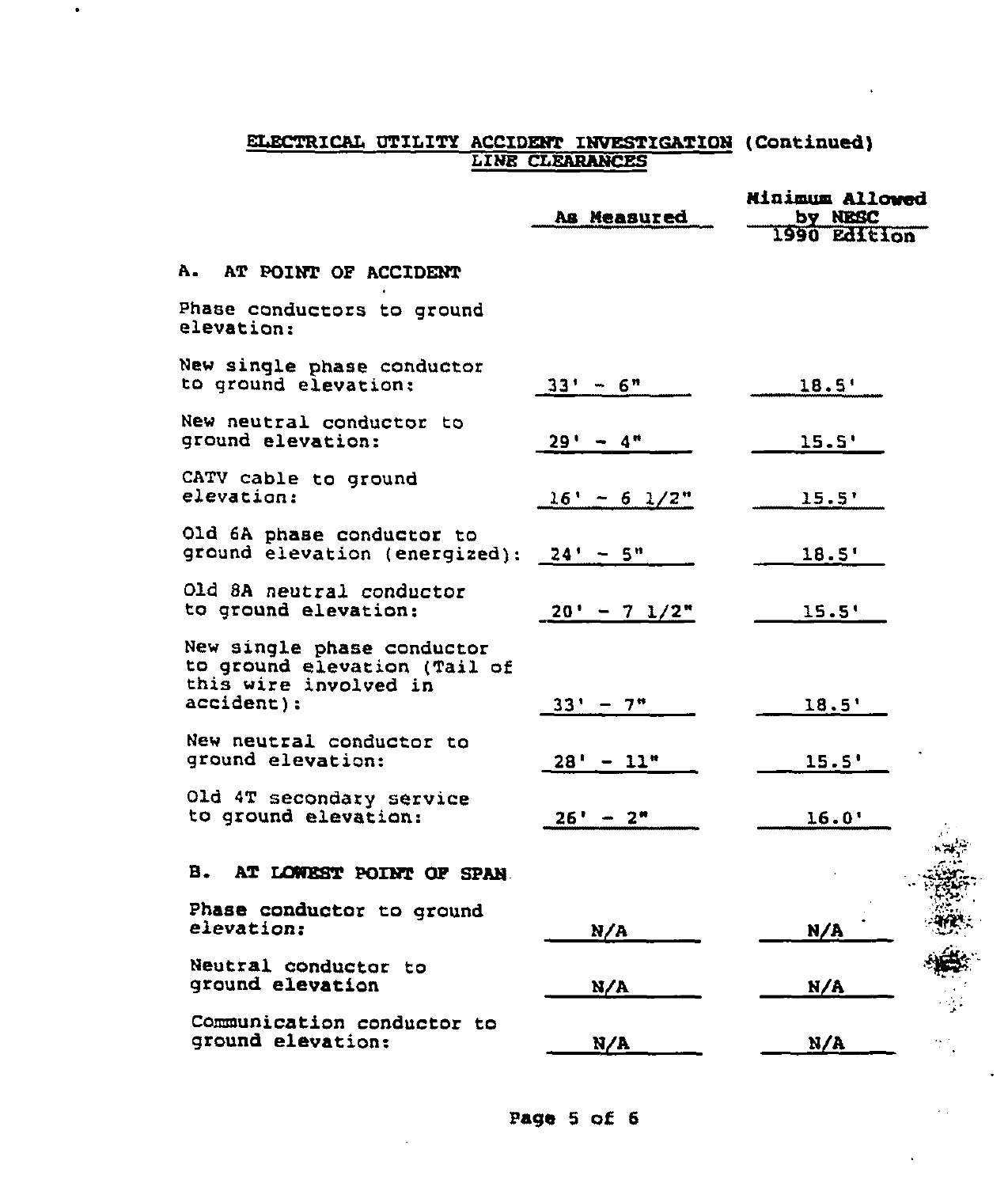## ELECTRICAL UTILITY ACCIDENT INVESTIGATION (Continued)

### LINE CLEARANCES

| | As Measured | Minimum Allowed by NESC 1990 Edition |
|---|---|---|
| **A. AT POINT OF ACCIDENT** | | |
| Phase conductors to ground elevation: | | |
| New single phase conductor to ground elevation: | 33' - 6" | 18.5' |
| New neutral conductor to ground elevation: | 29' - 4" | 15.5' |
| CATV cable to ground elevation: | 16' - 6 1/2" | 15.5' |
| Old 6A phase conductor to ground elevation (energized): | 24' - 5" | 18.5' |
| Old 8A neutral conductor to ground elevation: | 20' - 7 1/2" | 15.5' |
| New single phase conductor to ground elevation (Tail of this wire involved in accident): | 33' - 7" | 18.5' |
| New neutral conductor to ground elevation: | 28' - 11" | 15.5' |
| Old 4T secondary service to ground elevation: | 26' - 2" | 16.0' |
| **B. AT LOWEST POINT OF SPAN** | | |
| Phase conductor to ground elevation: | N/A | N/A |
| Neutral conductor to ground elevation | N/A | N/A |
| Communication conductor to ground elevation: | N/A | N/A |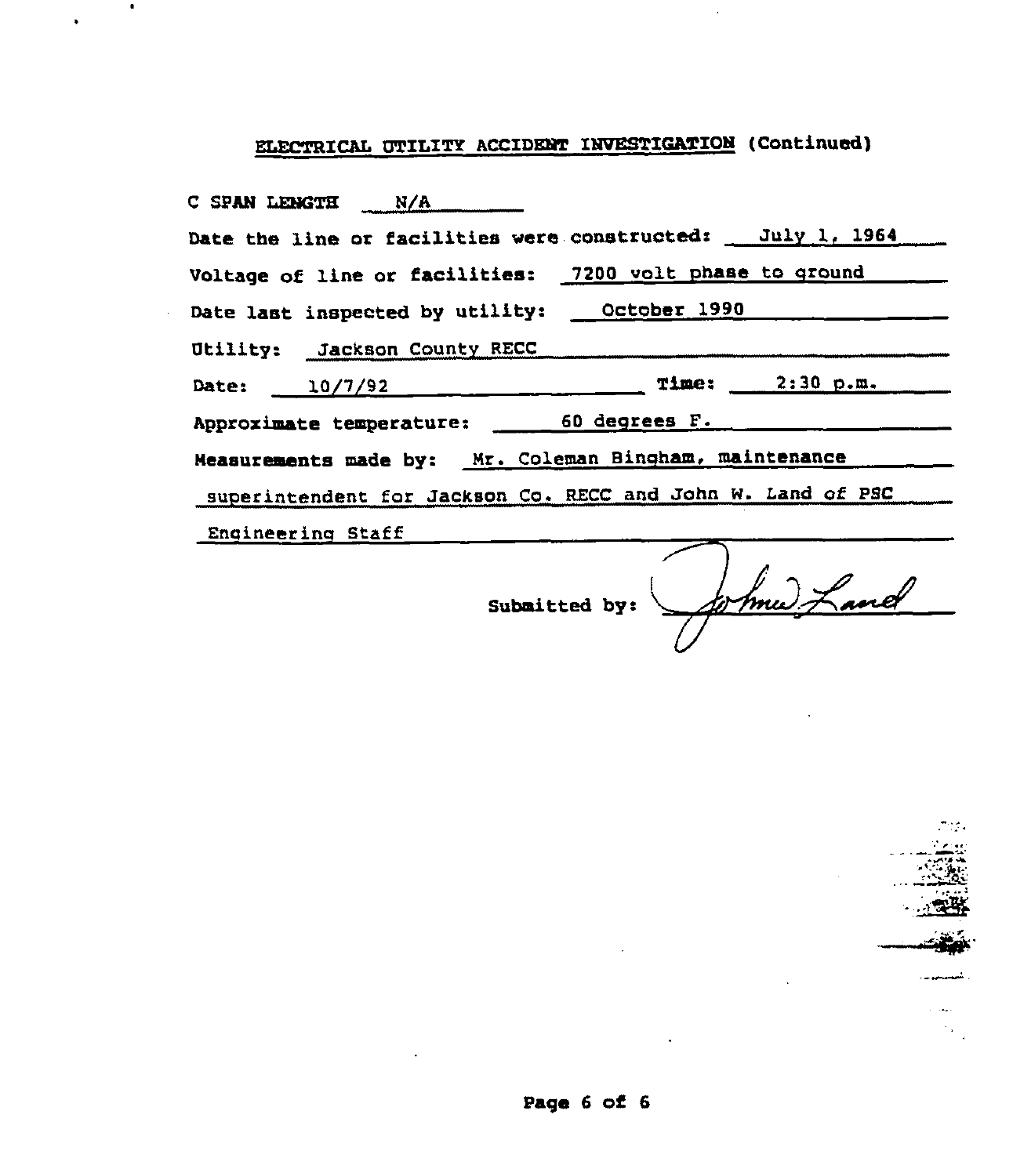## ELECTRICAL UTILITY ACCIDENT INVESTIGATION (Continued)

**C SPAN LENGTH** N/A

**Date the line or facilities were constructed:** July 1, 1964

**Voltage of line or facilities:** 7200 volt phase to ground

**Date last inspected by utility:** October 1990

**Utility:** Jackson County RECC

**Date:** 10/7/92 **Time:** 2:30 p.m.

**Approximate temperature:** 60 degrees F.

**Measurements made by:** Mr. Coleman Bingham, maintenance superintendent for Jackson Co. RECC and John W. Land of PSC Engineering Staff

**Submitted by:** Johnnie Land